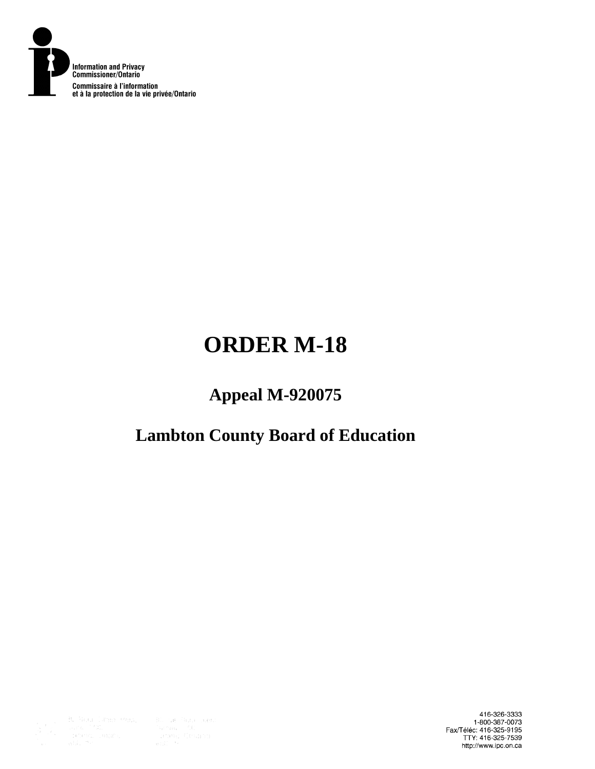Information and Privacy Commissioner/Ontario

Commissaire à l'information et à la protection de la vie privée/Ontario

# ORDER M-18

## Appeal M-920075

## Lambton County Board of Education

416-326-3333
1-800-387-0073
Fax/Téléc: 416-325-9195
TTY: 416-325-7539
http://www.ipc.on.ca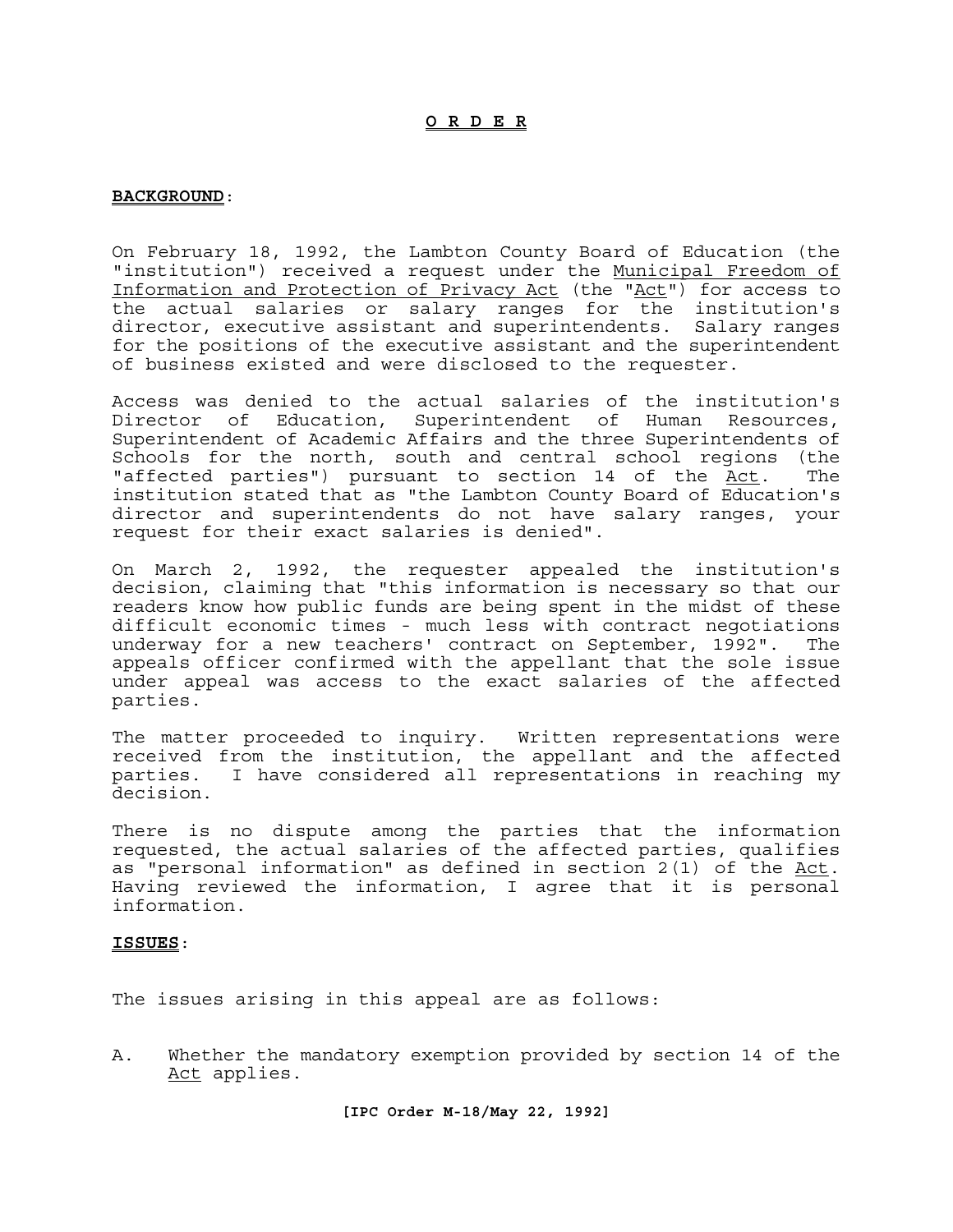# O R D E R

**BACKGROUND:**

On February 18, 1992, the Lambton County Board of Education (the "institution") received a request under the Municipal Freedom of Information and Protection of Privacy Act (the "Act") for access to the actual salaries or salary ranges for the institution's director, executive assistant and superintendents. Salary ranges for the positions of the executive assistant and the superintendent of business existed and were disclosed to the requester.

Access was denied to the actual salaries of the institution's Director of Education, Superintendent of Human Resources, Superintendent of Academic Affairs and the three Superintendents of Schools for the north, south and central school regions (the "affected parties") pursuant to section 14 of the Act. The institution stated that as "the Lambton County Board of Education's director and superintendents do not have salary ranges, your request for their exact salaries is denied".

On March 2, 1992, the requester appealed the institution's decision, claiming that "this information is necessary so that our readers know how public funds are being spent in the midst of these difficult economic times - much less with contract negotiations underway for a new teachers' contract on September, 1992". The appeals officer confirmed with the appellant that the sole issue under appeal was access to the exact salaries of the affected parties.

The matter proceeded to inquiry. Written representations were received from the institution, the appellant and the affected parties. I have considered all representations in reaching my decision.

There is no dispute among the parties that the information requested, the actual salaries of the affected parties, qualifies as "personal information" as defined in section 2(1) of the Act. Having reviewed the information, I agree that it is personal information.

**ISSUES:**

The issues arising in this appeal are as follows:

A. Whether the mandatory exemption provided by section 14 of the Act applies.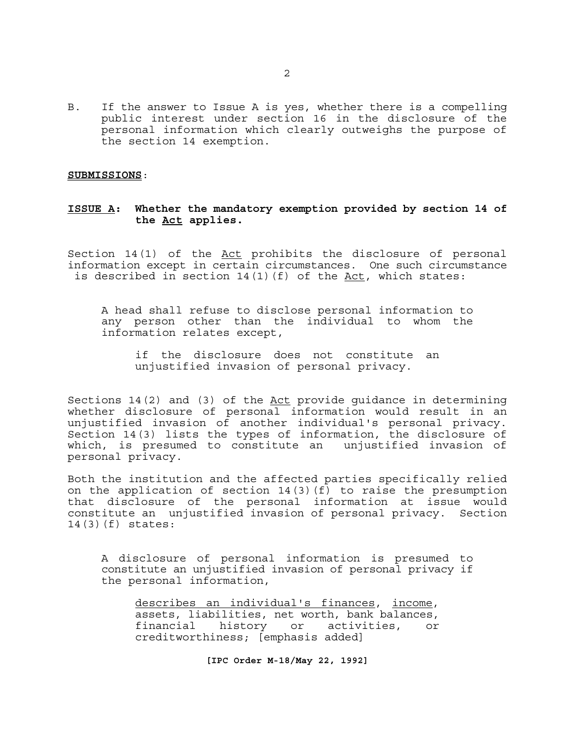B. If the answer to Issue A is yes, whether there is a compelling public interest under section 16 in the disclosure of the personal information which clearly outweighs the purpose of the section 14 exemption.

**SUBMISSIONS**:

**ISSUE A: Whether the mandatory exemption provided by section 14 of the Act applies.**

Section 14(1) of the Act prohibits the disclosure of personal information except in certain circumstances. One such circumstance is described in section 14(1)(f) of the Act, which states:

> A head shall refuse to disclose personal information to any person other than the individual to whom the information relates except,
>
> > if the disclosure does not constitute an unjustified invasion of personal privacy.

Sections 14(2) and (3) of the Act provide guidance in determining whether disclosure of personal information would result in an unjustified invasion of another individual's personal privacy. Section 14(3) lists the types of information, the disclosure of which, is presumed to constitute an unjustified invasion of personal privacy.

Both the institution and the affected parties specifically relied on the application of section 14(3)(f) to raise the presumption that disclosure of the personal information at issue would constitute an unjustified invasion of personal privacy. Section 14(3)(f) states:

> A disclosure of personal information is presumed to constitute an unjustified invasion of personal privacy if the personal information,
>
> > describes an individual's finances, income, assets, liabilities, net worth, bank balances, financial history or activities, or creditworthiness; [emphasis added]

**[IPC Order M-18/May 22, 1992]**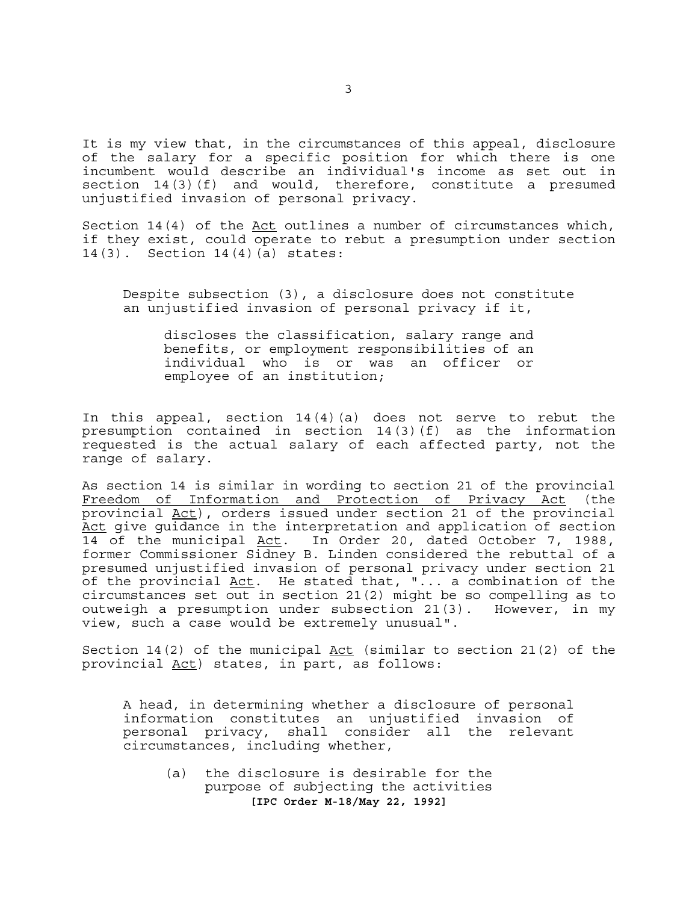It is my view that, in the circumstances of this appeal, disclosure of the salary for a specific position for which there is one incumbent would describe an individual's income as set out in section 14(3)(f) and would, therefore, constitute a presumed unjustified invasion of personal privacy.

Section 14(4) of the Act outlines a number of circumstances which, if they exist, could operate to rebut a presumption under section 14(3). Section 14(4)(a) states:

> Despite subsection (3), a disclosure does not constitute an unjustified invasion of personal privacy if it,
>
> > discloses the classification, salary range and benefits, or employment responsibilities of an individual who is or was an officer or employee of an institution;

In this appeal, section 14(4)(a) does not serve to rebut the presumption contained in section 14(3)(f) as the information requested is the actual salary of each affected party, not the range of salary.

As section 14 is similar in wording to section 21 of the provincial Freedom of Information and Protection of Privacy Act (the provincial Act), orders issued under section 21 of the provincial Act give guidance in the interpretation and application of section 14 of the municipal Act. In Order 20, dated October 7, 1988, former Commissioner Sidney B. Linden considered the rebuttal of a presumed unjustified invasion of personal privacy under section 21 of the provincial Act. He stated that, "... a combination of the circumstances set out in section 21(2) might be so compelling as to outweigh a presumption under subsection 21(3). However, in my view, such a case would be extremely unusual".

Section 14(2) of the municipal Act (similar to section 21(2) of the provincial Act) states, in part, as follows:

> A head, in determining whether a disclosure of personal information constitutes an unjustified invasion of personal privacy, shall consider all the relevant circumstances, including whether,
>
> (a) the disclosure is desirable for the purpose of subjecting the activities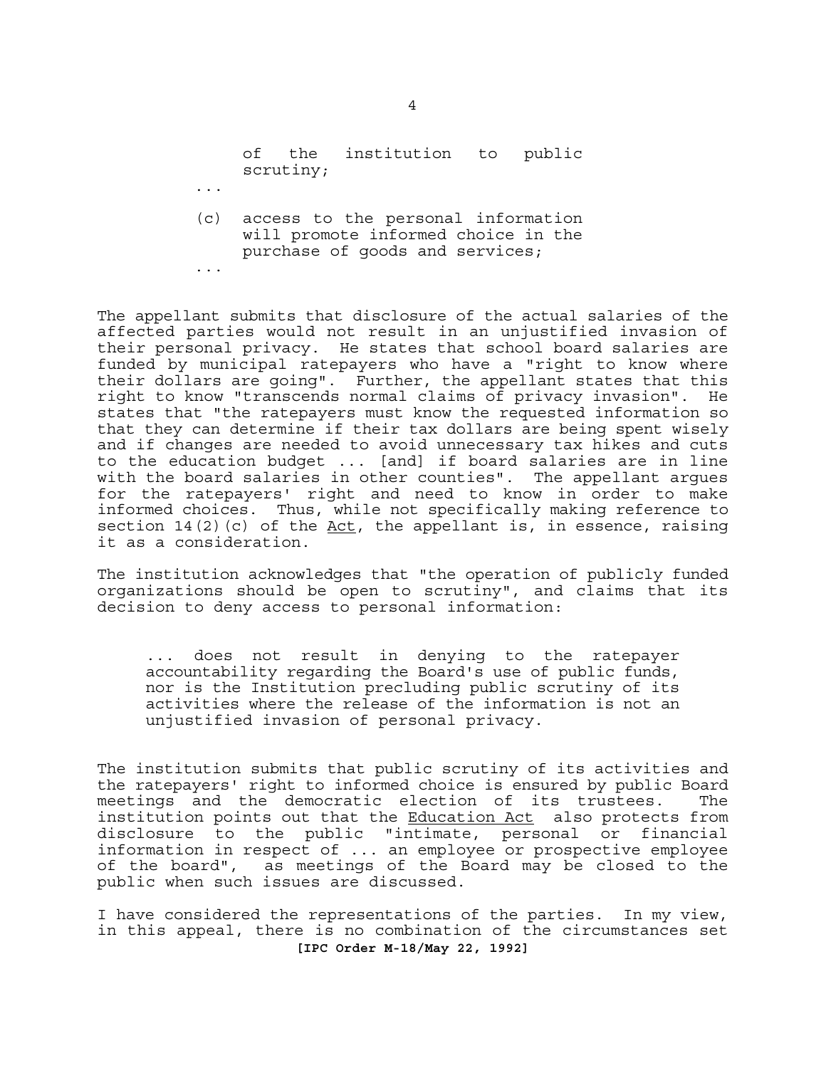> of the institution to public scrutiny;
>
> ...
>
> (c) access to the personal information will promote informed choice in the purchase of goods and services;
>
> ...

The appellant submits that disclosure of the actual salaries of the affected parties would not result in an unjustified invasion of their personal privacy. He states that school board salaries are funded by municipal ratepayers who have a "right to know where their dollars are going". Further, the appellant states that this right to know "transcends normal claims of privacy invasion". He states that "the ratepayers must know the requested information so that they can determine if their tax dollars are being spent wisely and if changes are needed to avoid unnecessary tax hikes and cuts to the education budget ... [and] if board salaries are in line with the board salaries in other counties". The appellant argues for the ratepayers' right and need to know in order to make informed choices. Thus, while not specifically making reference to section 14(2)(c) of the Act, the appellant is, in essence, raising it as a consideration.

The institution acknowledges that "the operation of publicly funded organizations should be open to scrutiny", and claims that its decision to deny access to personal information:

> ... does not result in denying to the ratepayer accountability regarding the Board's use of public funds, nor is the Institution precluding public scrutiny of its activities where the release of the information is not an unjustified invasion of personal privacy.

The institution submits that public scrutiny of its activities and the ratepayers' right to informed choice is ensured by public Board meetings and the democratic election of its trustees. The institution points out that the Education Act also protects from disclosure to the public "intimate, personal or financial information in respect of ... an employee or prospective employee of the board", as meetings of the Board may be closed to the public when such issues are discussed.

I have considered the representations of the parties. In my view, in this appeal, there is no combination of the circumstances set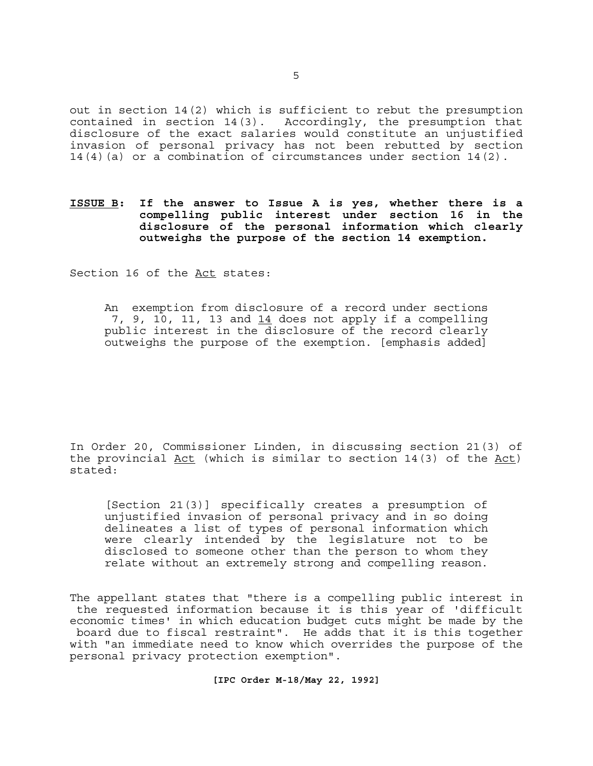out in section 14(2) which is sufficient to rebut the presumption contained in section 14(3). Accordingly, the presumption that disclosure of the exact salaries would constitute an unjustified invasion of personal privacy has not been rebutted by section 14(4)(a) or a combination of circumstances under section 14(2).

**ISSUE B: If the answer to Issue A is yes, whether there is a compelling public interest under section 16 in the disclosure of the personal information which clearly outweighs the purpose of the section 14 exemption.**

Section 16 of the Act states:

> An exemption from disclosure of a record under sections 7, 9, 10, 11, 13 and 14 does not apply if a compelling public interest in the disclosure of the record clearly outweighs the purpose of the exemption. [emphasis added]

In Order 20, Commissioner Linden, in discussing section 21(3) of the provincial Act (which is similar to section 14(3) of the Act) stated:

> [Section 21(3)] specifically creates a presumption of unjustified invasion of personal privacy and in so doing delineates a list of types of personal information which were clearly intended by the legislature not to be disclosed to someone other than the person to whom they relate without an extremely strong and compelling reason.

The appellant states that "there is a compelling public interest in the requested information because it is this year of 'difficult economic times' in which education budget cuts might be made by the board due to fiscal restraint". He adds that it is this together with "an immediate need to know which overrides the purpose of the personal privacy protection exemption".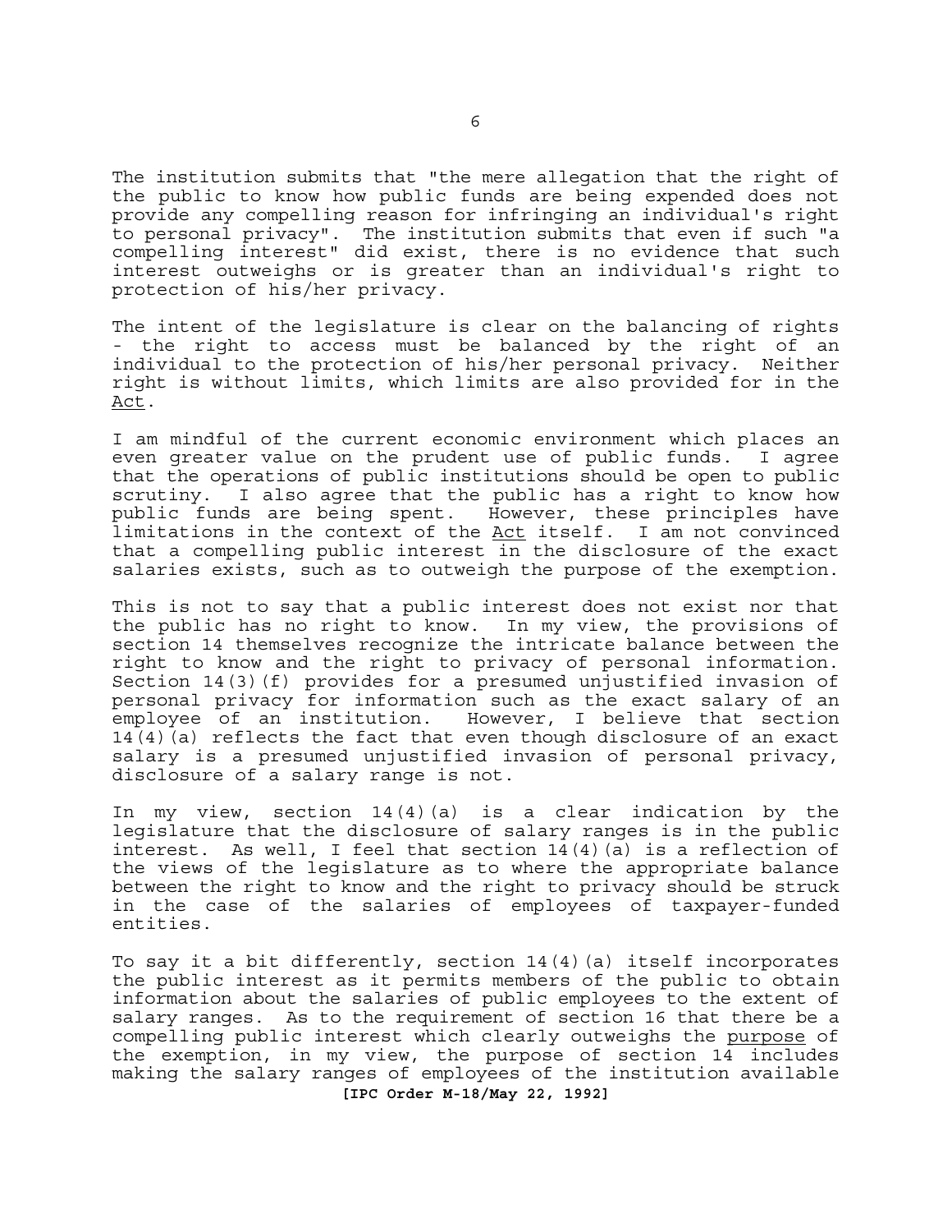The institution submits that "the mere allegation that the right of the public to know how public funds are being expended does not provide any compelling reason for infringing an individual's right to personal privacy". The institution submits that even if such "a compelling interest" did exist, there is no evidence that such interest outweighs or is greater than an individual's right to protection of his/her privacy.

The intent of the legislature is clear on the balancing of rights - the right to access must be balanced by the right of an individual to the protection of his/her personal privacy. Neither right is without limits, which limits are also provided for in the Act.

I am mindful of the current economic environment which places an even greater value on the prudent use of public funds. I agree that the operations of public institutions should be open to public scrutiny. I also agree that the public has a right to know how public funds are being spent. However, these principles have limitations in the context of the Act itself. I am not convinced that a compelling public interest in the disclosure of the exact salaries exists, such as to outweigh the purpose of the exemption.

This is not to say that a public interest does not exist nor that the public has no right to know. In my view, the provisions of section 14 themselves recognize the intricate balance between the right to know and the right to privacy of personal information. Section 14(3)(f) provides for a presumed unjustified invasion of personal privacy for information such as the exact salary of an employee of an institution. However, I believe that section 14(4)(a) reflects the fact that even though disclosure of an exact salary is a presumed unjustified invasion of personal privacy, disclosure of a salary range is not.

In my view, section 14(4)(a) is a clear indication by the legislature that the disclosure of salary ranges is in the public interest. As well, I feel that section 14(4)(a) is a reflection of the views of the legislature as to where the appropriate balance between the right to know and the right to privacy should be struck in the case of the salaries of employees of taxpayer-funded entities.

To say it a bit differently, section 14(4)(a) itself incorporates the public interest as it permits members of the public to obtain information about the salaries of public employees to the extent of salary ranges. As to the requirement of section 16 that there be a compelling public interest which clearly outweighs the purpose of the exemption, in my view, the purpose of section 14 includes making the salary ranges of employees of the institution available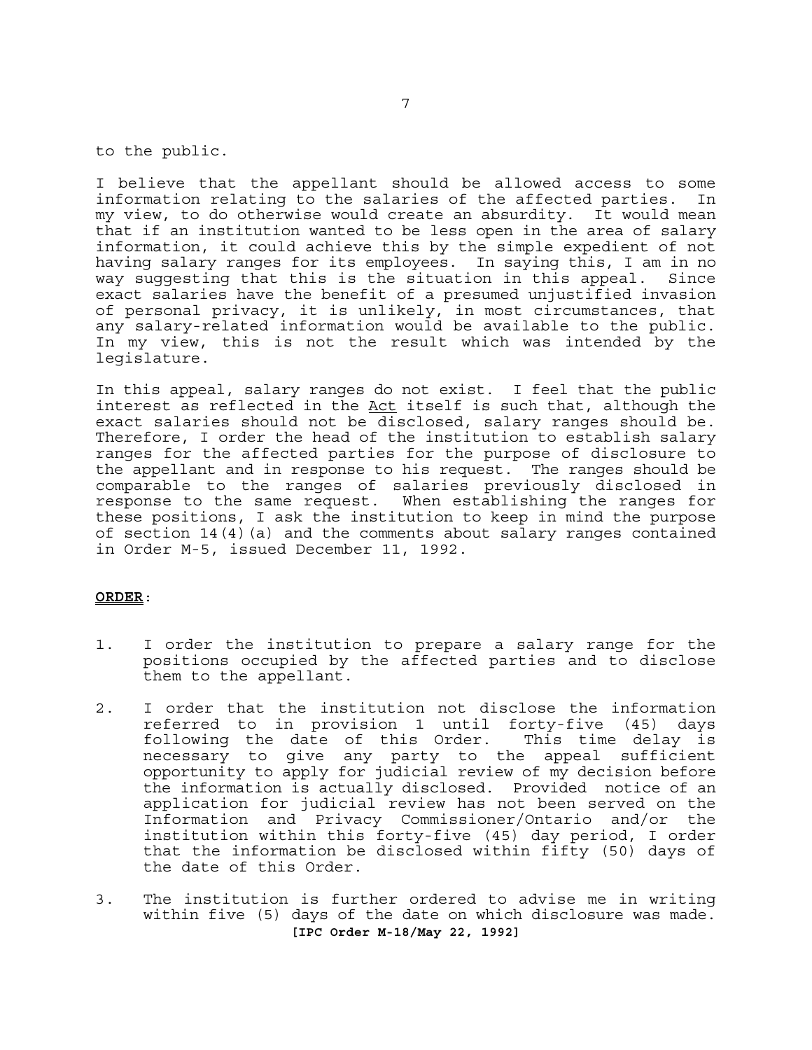to the public.

I believe that the appellant should be allowed access to some information relating to the salaries of the affected parties. In my view, to do otherwise would create an absurdity. It would mean that if an institution wanted to be less open in the area of salary information, it could achieve this by the simple expedient of not having salary ranges for its employees. In saying this, I am in no way suggesting that this is the situation in this appeal. Since exact salaries have the benefit of a presumed unjustified invasion of personal privacy, it is unlikely, in most circumstances, that any salary-related information would be available to the public. In my view, this is not the result which was intended by the legislature.

In this appeal, salary ranges do not exist. I feel that the public interest as reflected in the Act itself is such that, although the exact salaries should not be disclosed, salary ranges should be. Therefore, I order the head of the institution to establish salary ranges for the affected parties for the purpose of disclosure to the appellant and in response to his request. The ranges should be comparable to the ranges of salaries previously disclosed in response to the same request. When establishing the ranges for these positions, I ask the institution to keep in mind the purpose of section 14(4)(a) and the comments about salary ranges contained in Order M-5, issued December 11, 1992.

**ORDER**:

1. I order the institution to prepare a salary range for the positions occupied by the affected parties and to disclose them to the appellant.

2. I order that the institution not disclose the information referred to in provision 1 until forty-five (45) days following the date of this Order. This time delay is necessary to give any party to the appeal sufficient opportunity to apply for judicial review of my decision before the information is actually disclosed. Provided notice of an application for judicial review has not been served on the Information and Privacy Commissioner/Ontario and/or the institution within this forty-five (45) day period, I order that the information be disclosed within fifty (50) days of the date of this Order.

3. The institution is further ordered to advise me in writing within five (5) days of the date on which disclosure was made.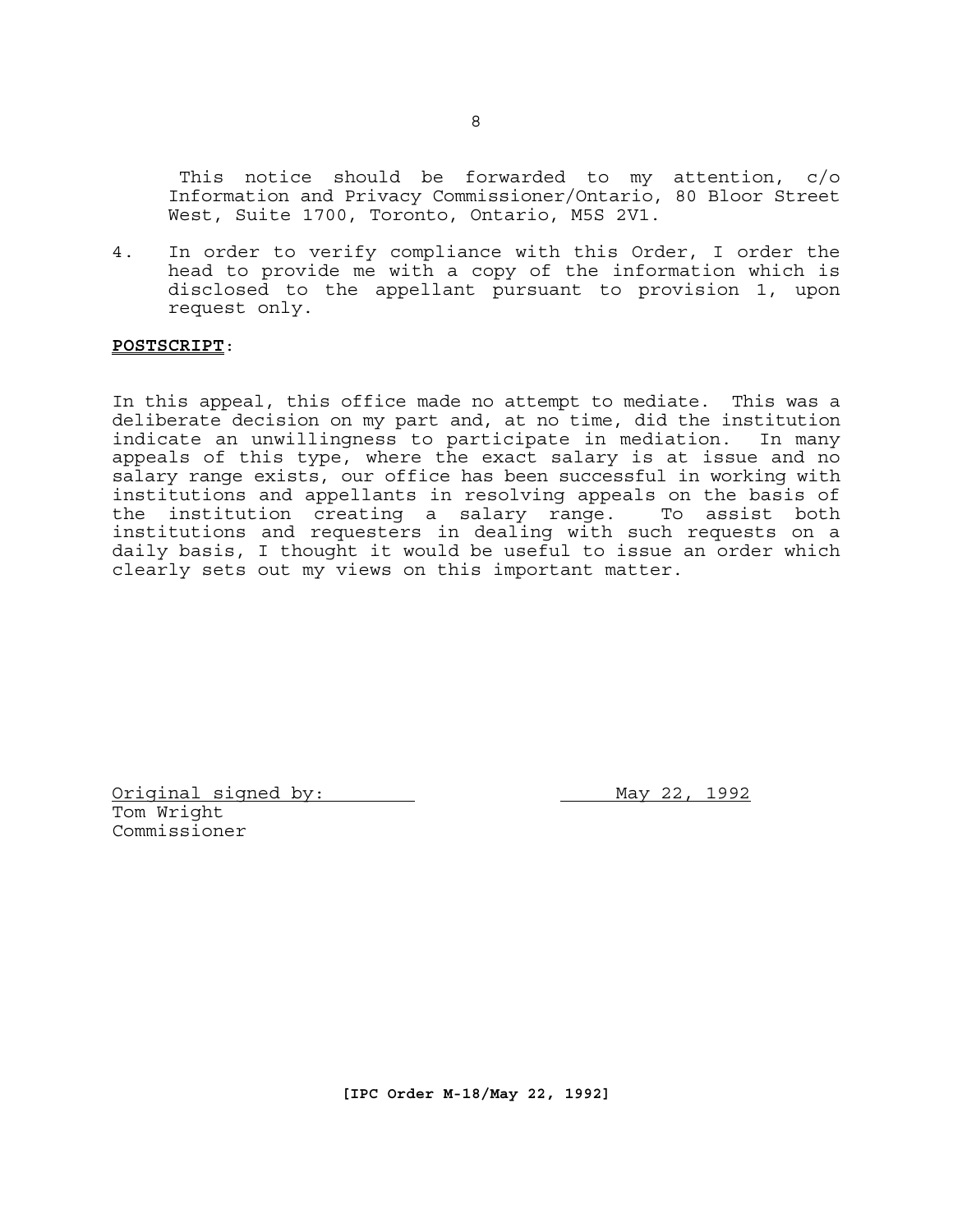This notice should be forwarded to my attention, c/o Information and Privacy Commissioner/Ontario, 80 Bloor Street West, Suite 1700, Toronto, Ontario, M5S 2V1.

4. In order to verify compliance with this Order, I order the head to provide me with a copy of the information which is disclosed to the appellant pursuant to provision 1, upon request only.

**POSTSCRIPT:**

In this appeal, this office made no attempt to mediate. This was a deliberate decision on my part and, at no time, did the institution indicate an unwillingness to participate in mediation. In many appeals of this type, where the exact salary is at issue and no salary range exists, our office has been successful in working with institutions and appellants in resolving appeals on the basis of the institution creating a salary range. To assist both institutions and requesters in dealing with such requests on a daily basis, I thought it would be useful to issue an order which clearly sets out my views on this important matter.

Original signed by:
Tom Wright
Commissioner

May 22, 1992

**[IPC Order M-18/May 22, 1992]**